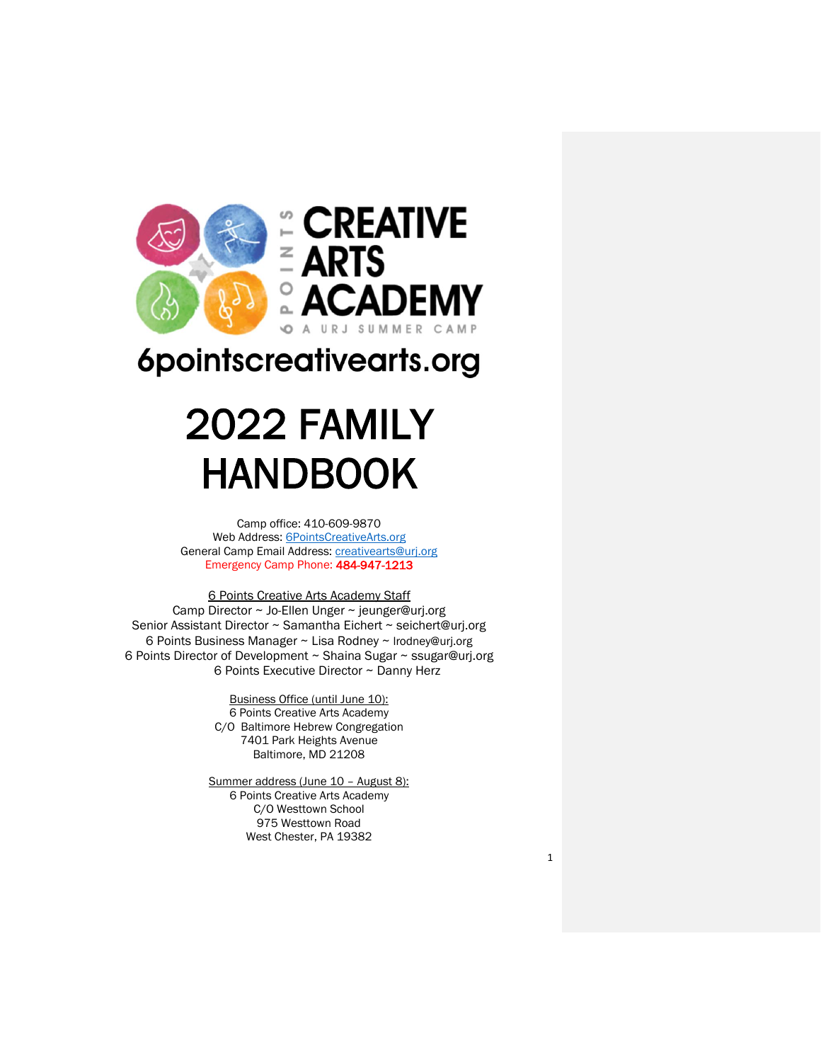6 POINTS CREATIVE ARTS ACADEMY

A URJ SUMMER CAMP

6pointscreativearts.org

# 2022 FAMILY HANDBOOK

Camp office: 410-609-9870
Web Address: 6PointsCreativeArts.org
General Camp Email Address: creativearts@urj.org
Emergency Camp Phone: **484-947-1213**

6 Points Creative Arts Academy Staff
Camp Director ~ Jo-Ellen Unger ~ jeunger@urj.org
Senior Assistant Director ~ Samantha Eichert ~ seichert@urj.org
6 Points Business Manager ~ Lisa Rodney ~ lrodney@urj.org
6 Points Director of Development ~ Shaina Sugar ~ ssugar@urj.org
6 Points Executive Director ~ Danny Herz

Business Office (until June 10):
6 Points Creative Arts Academy
C/O Baltimore Hebrew Congregation
7401 Park Heights Avenue
Baltimore, MD 21208

Summer address (June 10 – August 8):
6 Points Creative Arts Academy
C/O Westtown School
975 Westtown Road
West Chester, PA 19382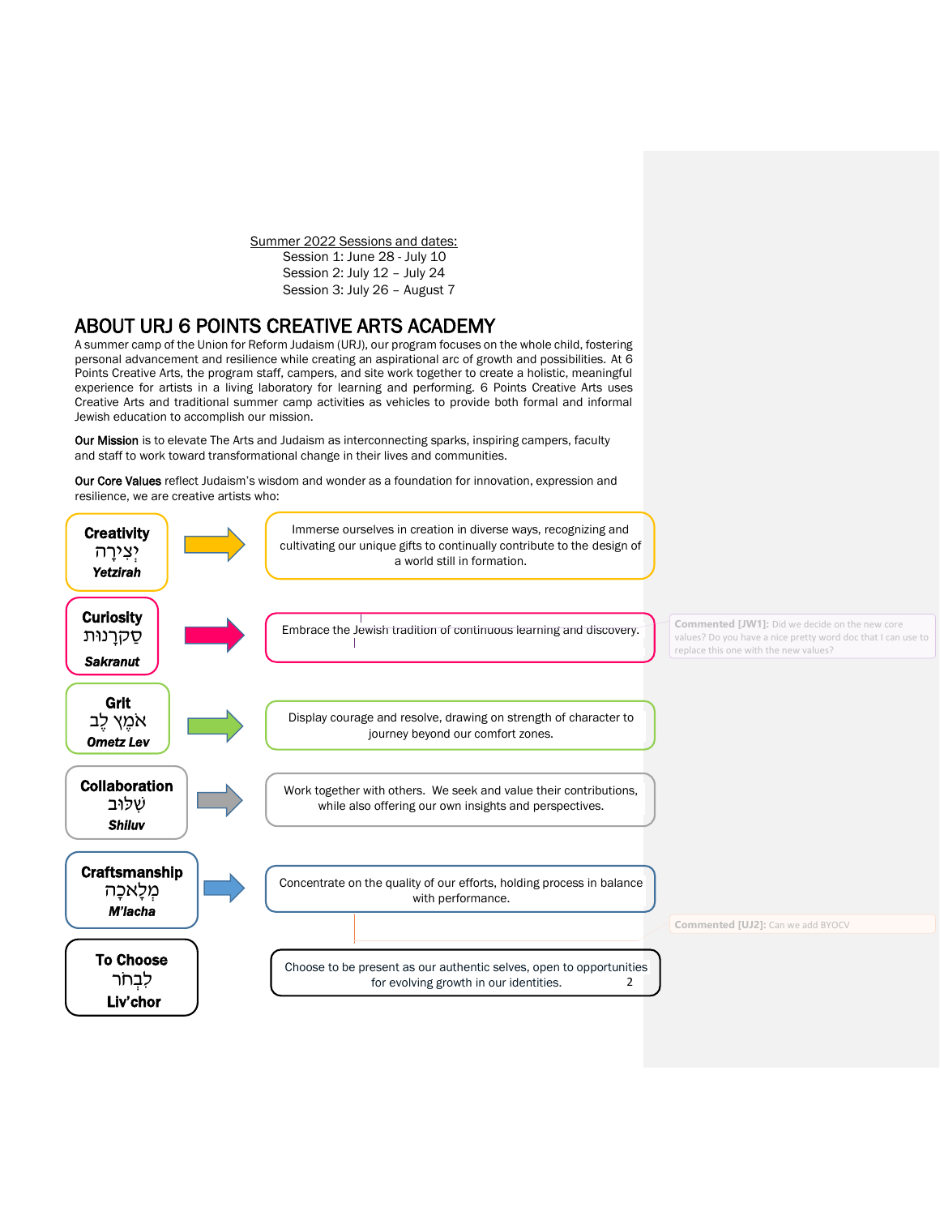Summer 2022 Sessions and dates:
Session 1: June 28 - July 10
Session 2: July 12 – July 24
Session 3: July 26 – August 7

## ABOUT URJ 6 POINTS CREATIVE ARTS ACADEMY

A summer camp of the Union for Reform Judaism (URJ), our program focuses on the whole child, fostering personal advancement and resilience while creating an aspirational arc of growth and possibilities. At 6 Points Creative Arts, the program staff, campers, and site work together to create a holistic, meaningful experience for artists in a living laboratory for learning and performing. 6 Points Creative Arts uses Creative Arts and traditional summer camp activities as vehicles to provide both formal and informal Jewish education to accomplish our mission.

**Our Mission** is to elevate The Arts and Judaism as interconnecting sparks, inspiring campers, faculty and staff to work toward transformational change in their lives and communities.

**Our Core Values** reflect Judaism's wisdom and wonder as a foundation for innovation, expression and resilience, we are creative artists who:

| Value | Description |
|---|---|
| **Creativity** יְצִירָה ***Yetzirah*** | Immerse ourselves in creation in diverse ways, recognizing and cultivating our unique gifts to continually contribute to the design of a world still in formation. |
| **Curiosity** סַקְרָנוּת ***Sakranut*** | Embrace the Jewish tradition of continuous learning and discovery. |
| **Grit** אֹמֶץ לֵב ***Ometz Lev*** | Display courage and resolve, drawing on strength of character to journey beyond our comfort zones. |
| **Collaboration** שִׁלּוּב ***Shiluv*** | Work together with others. We seek and value their contributions, while also offering our own insights and perspectives. |
| **Craftsmanship** מְלָאכָה ***M'lacha*** | Concentrate on the quality of our efforts, holding process in balance with performance. |
| **To Choose** לִבְחֹר **Liv'chor** | Choose to be present as our authentic selves, open to opportunities for evolving growth in our identities. |

**Commented [JW1]:** Did we decide on the new core values? Do you have a nice pretty word doc that I can use to replace this one with the new values?

**Commented [UJ2]:** Can we add BYOCV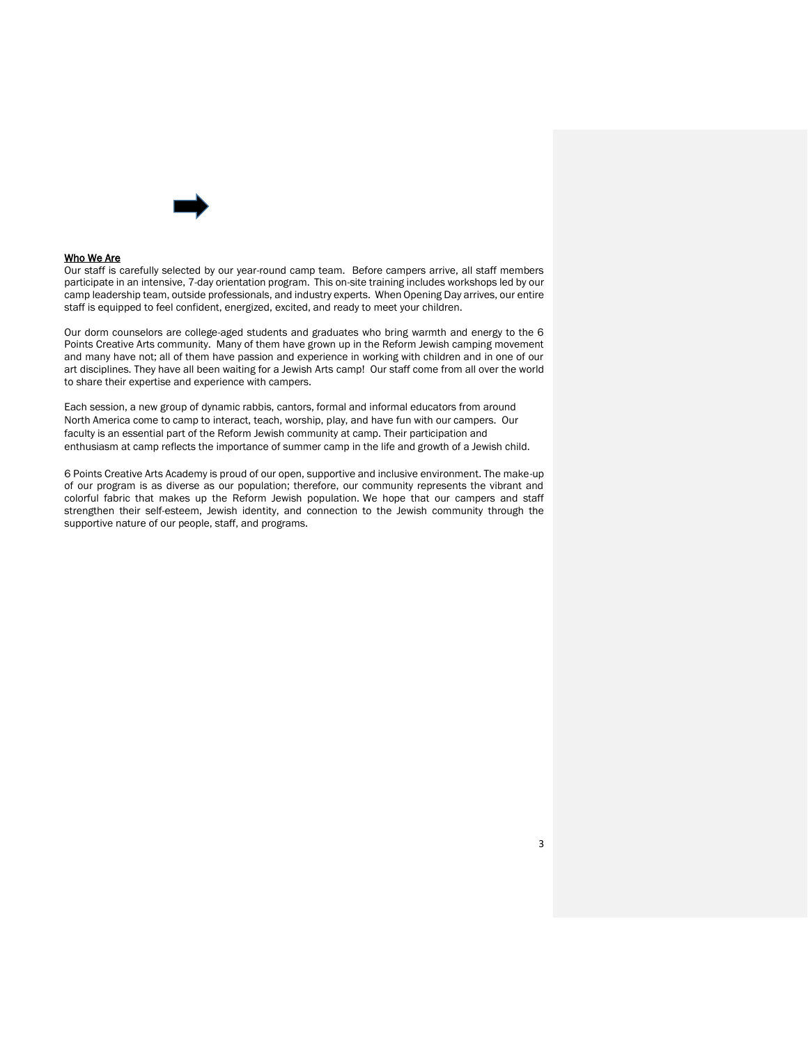## Who We Are

Our staff is carefully selected by our year-round camp team. Before campers arrive, all staff members participate in an intensive, 7-day orientation program. This on-site training includes workshops led by our camp leadership team, outside professionals, and industry experts. When Opening Day arrives, our entire staff is equipped to feel confident, energized, excited, and ready to meet your children.

Our dorm counselors are college-aged students and graduates who bring warmth and energy to the 6 Points Creative Arts community. Many of them have grown up in the Reform Jewish camping movement and many have not; all of them have passion and experience in working with children and in one of our art disciplines. They have all been waiting for a Jewish Arts camp! Our staff come from all over the world to share their expertise and experience with campers.

Each session, a new group of dynamic rabbis, cantors, formal and informal educators from around North America come to camp to interact, teach, worship, play, and have fun with our campers. Our faculty is an essential part of the Reform Jewish community at camp. Their participation and enthusiasm at camp reflects the importance of summer camp in the life and growth of a Jewish child.

6 Points Creative Arts Academy is proud of our open, supportive and inclusive environment. The make-up of our program is as diverse as our population; therefore, our community represents the vibrant and colorful fabric that makes up the Reform Jewish population. We hope that our campers and staff strengthen their self-esteem, Jewish identity, and connection to the Jewish community through the supportive nature of our people, staff, and programs.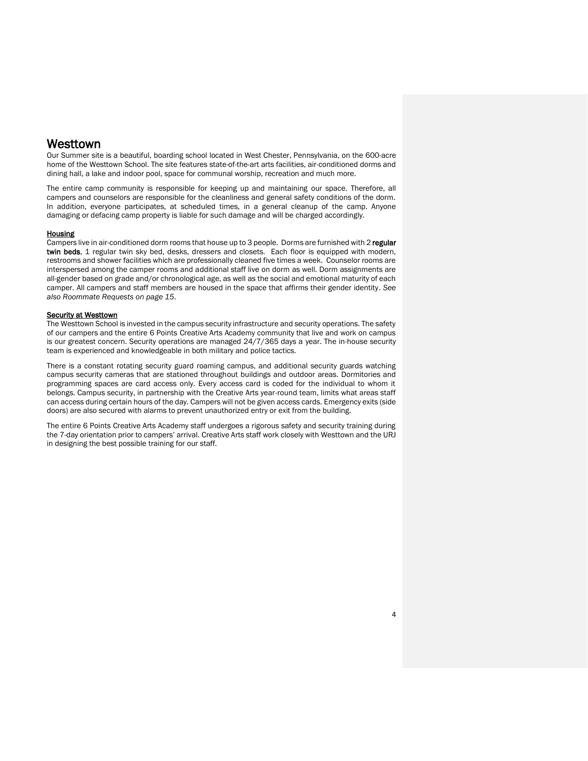# Westtown

Our Summer site is a beautiful, boarding school located in West Chester, Pennsylvania, on the 600-acre home of the Westtown School. The site features state-of-the-art arts facilities, air-conditioned dorms and dining hall, a lake and indoor pool, space for communal worship, recreation and much more.

The entire camp community is responsible for keeping up and maintaining our space. Therefore, all campers and counselors are responsible for the cleanliness and general safety conditions of the dorm. In addition, everyone participates, at scheduled times, in a general cleanup of the camp. Anyone damaging or defacing camp property is liable for such damage and will be charged accordingly.

## Housing

Campers live in air-conditioned dorm rooms that house up to 3 people. Dorms are furnished with 2 **regular twin beds**, 1 regular twin sky bed, desks, dressers and closets. Each floor is equipped with modern, restrooms and shower facilities which are professionally cleaned five times a week. Counselor rooms are interspersed among the camper rooms and additional staff live on dorm as well. Dorm assignments are all-gender based on grade and/or chronological age, as well as the social and emotional maturity of each camper. All campers and staff members are housed in the space that affirms their gender identity. *See also Roommate Requests on page 15.*

## Security at Westtown

The Westtown School is invested in the campus security infrastructure and security operations. The safety of our campers and the entire 6 Points Creative Arts Academy community that live and work on campus is our greatest concern. Security operations are managed 24/7/365 days a year. The in-house security team is experienced and knowledgeable in both military and police tactics.

There is a constant rotating security guard roaming campus, and additional security guards watching campus security cameras that are stationed throughout buildings and outdoor areas. Dormitories and programming spaces are card access only. Every access card is coded for the individual to whom it belongs. Campus security, in partnership with the Creative Arts year-round team, limits what areas staff can access during certain hours of the day. Campers will not be given access cards. Emergency exits (side doors) are also secured with alarms to prevent unauthorized entry or exit from the building.

The entire 6 Points Creative Arts Academy staff undergoes a rigorous safety and security training during the 7-day orientation prior to campers' arrival. Creative Arts staff work closely with Westtown and the URJ in designing the best possible training for our staff.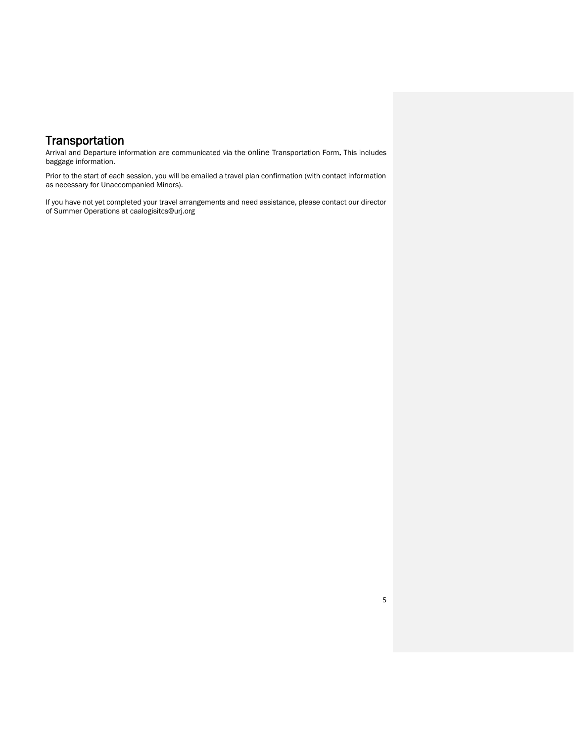# Transportation

Arrival and Departure information are communicated via the online Transportation Form**.** This includes baggage information.

Prior to the start of each session, you will be emailed a travel plan confirmation (with contact information as necessary for Unaccompanied Minors).

If you have not yet completed your travel arrangements and need assistance, please contact our director of Summer Operations at caalogisitcs@urj.org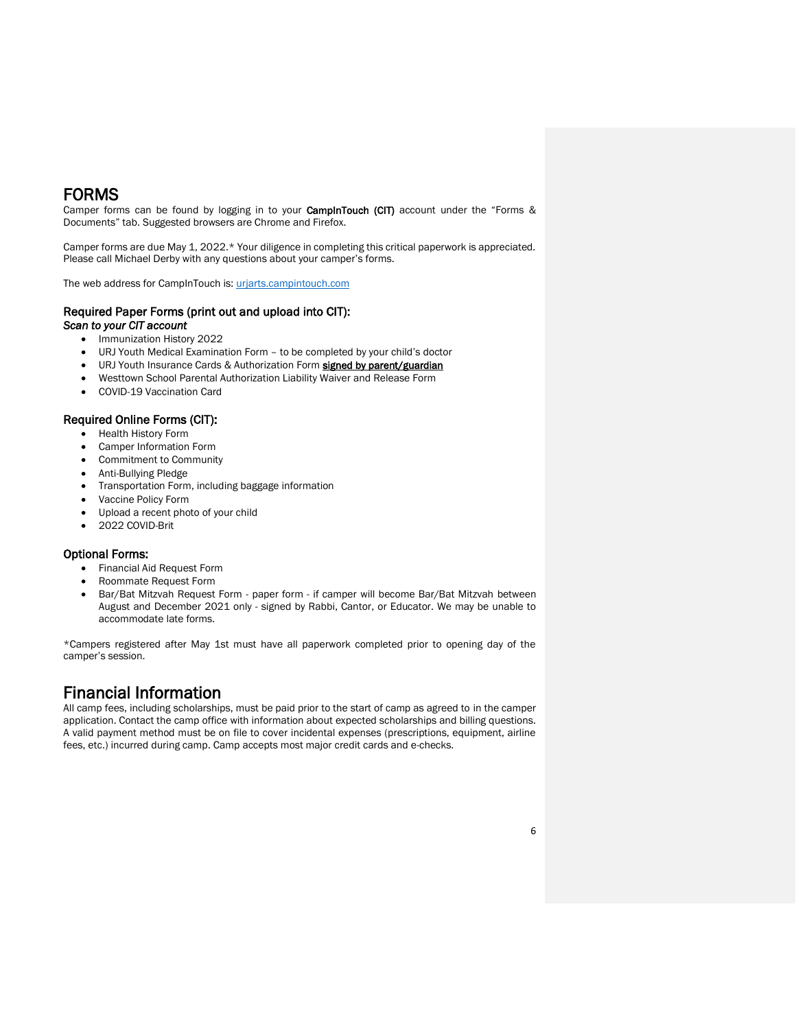# FORMS

Camper forms can be found by logging in to your **CampInTouch (CIT)** account under the "Forms & Documents" tab. Suggested browsers are Chrome and Firefox.

Camper forms are due May 1, 2022.* Your diligence in completing this critical paperwork is appreciated. Please call Michael Derby with any questions about your camper's forms.

The web address for CampInTouch is: [urjarts.campintouch.com](urjarts.campintouch.com)

### Required Paper Forms (print out and upload into CIT):

***Scan to your CIT account***

- Immunization History 2022
- URJ Youth Medical Examination Form – to be completed by your child's doctor
- URJ Youth Insurance Cards & Authorization Form **signed by parent/guardian**
- Westtown School Parental Authorization Liability Waiver and Release Form
- COVID-19 Vaccination Card

### Required Online Forms (CIT):

- Health History Form
- Camper Information Form
- Commitment to Community
- Anti-Bullying Pledge
- Transportation Form, including baggage information
- Vaccine Policy Form
- Upload a recent photo of your child
- 2022 COVID-Brit

### Optional Forms:

- Financial Aid Request Form
- Roommate Request Form
- Bar/Bat Mitzvah Request Form - paper form - if camper will become Bar/Bat Mitzvah between August and December 2021 only - signed by Rabbi, Cantor, or Educator. We may be unable to accommodate late forms.

*Campers registered after May 1st must have all paperwork completed prior to opening day of the camper's session.

# Financial Information

All camp fees, including scholarships, must be paid prior to the start of camp as agreed to in the camper application. Contact the camp office with information about expected scholarships and billing questions. A valid payment method must be on file to cover incidental expenses (prescriptions, equipment, airline fees, etc.) incurred during camp. Camp accepts most major credit cards and e-checks.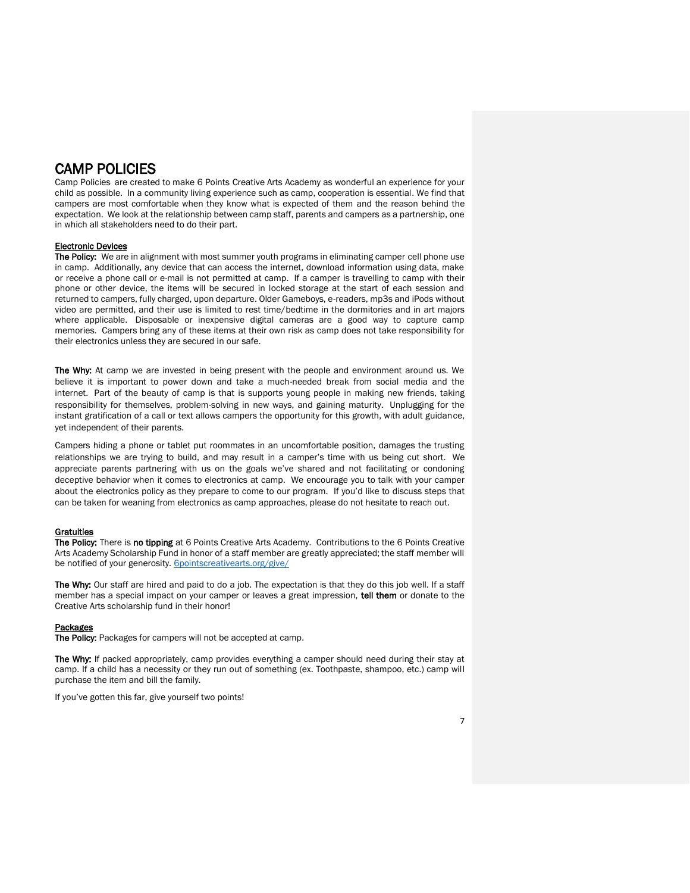# CAMP POLICIES

Camp Policies are created to make 6 Points Creative Arts Academy as wonderful an experience for your child as possible. In a community living experience such as camp, cooperation is essential. We find that campers are most comfortable when they know what is expected of them and the reason behind the expectation. We look at the relationship between camp staff, parents and campers as a partnership, one in which all stakeholders need to do their part.

**Electronic Devices**

**The Policy:** We are in alignment with most summer youth programs in eliminating camper cell phone use in camp. Additionally, any device that can access the internet, download information using data, make or receive a phone call or e-mail is not permitted at camp. If a camper is travelling to camp with their phone or other device, the items will be secured in locked storage at the start of each session and returned to campers, fully charged, upon departure. Older Gameboys, e-readers, mp3s and iPods without video are permitted, and their use is limited to rest time/bedtime in the dormitories and in art majors where applicable. Disposable or inexpensive digital cameras are a good way to capture camp memories. Campers bring any of these items at their own risk as camp does not take responsibility for their electronics unless they are secured in our safe.

**The Why:** At camp we are invested in being present with the people and environment around us. We believe it is important to power down and take a much-needed break from social media and the internet. Part of the beauty of camp is that is supports young people in making new friends, taking responsibility for themselves, problem-solving in new ways, and gaining maturity. Unplugging for the instant gratification of a call or text allows campers the opportunity for this growth, with adult guidance, yet independent of their parents.

Campers hiding a phone or tablet put roommates in an uncomfortable position, damages the trusting relationships we are trying to build, and may result in a camper's time with us being cut short. We appreciate parents partnering with us on the goals we've shared and not facilitating or condoning deceptive behavior when it comes to electronics at camp. We encourage you to talk with your camper about the electronics policy as they prepare to come to our program. If you'd like to discuss steps that can be taken for weaning from electronics as camp approaches, please do not hesitate to reach out.

**Gratuities**

**The Policy:** There is **no tipping** at 6 Points Creative Arts Academy. Contributions to the 6 Points Creative Arts Academy Scholarship Fund in honor of a staff member are greatly appreciated; the staff member will be notified of your generosity. [6pointscreativearts.org/give/](6pointscreativearts.org/give/)

**The Why:** Our staff are hired and paid to do a job. The expectation is that they do this job well. If a staff member has a special impact on your camper or leaves a great impression, **tell them** or donate to the Creative Arts scholarship fund in their honor!

**Packages**

**The Policy:** Packages for campers will not be accepted at camp.

**The Why:** If packed appropriately, camp provides everything a camper should need during their stay at camp. If a child has a necessity or they run out of something (ex. Toothpaste, shampoo, etc.) camp will purchase the item and bill the family.

If you've gotten this far, give yourself two points!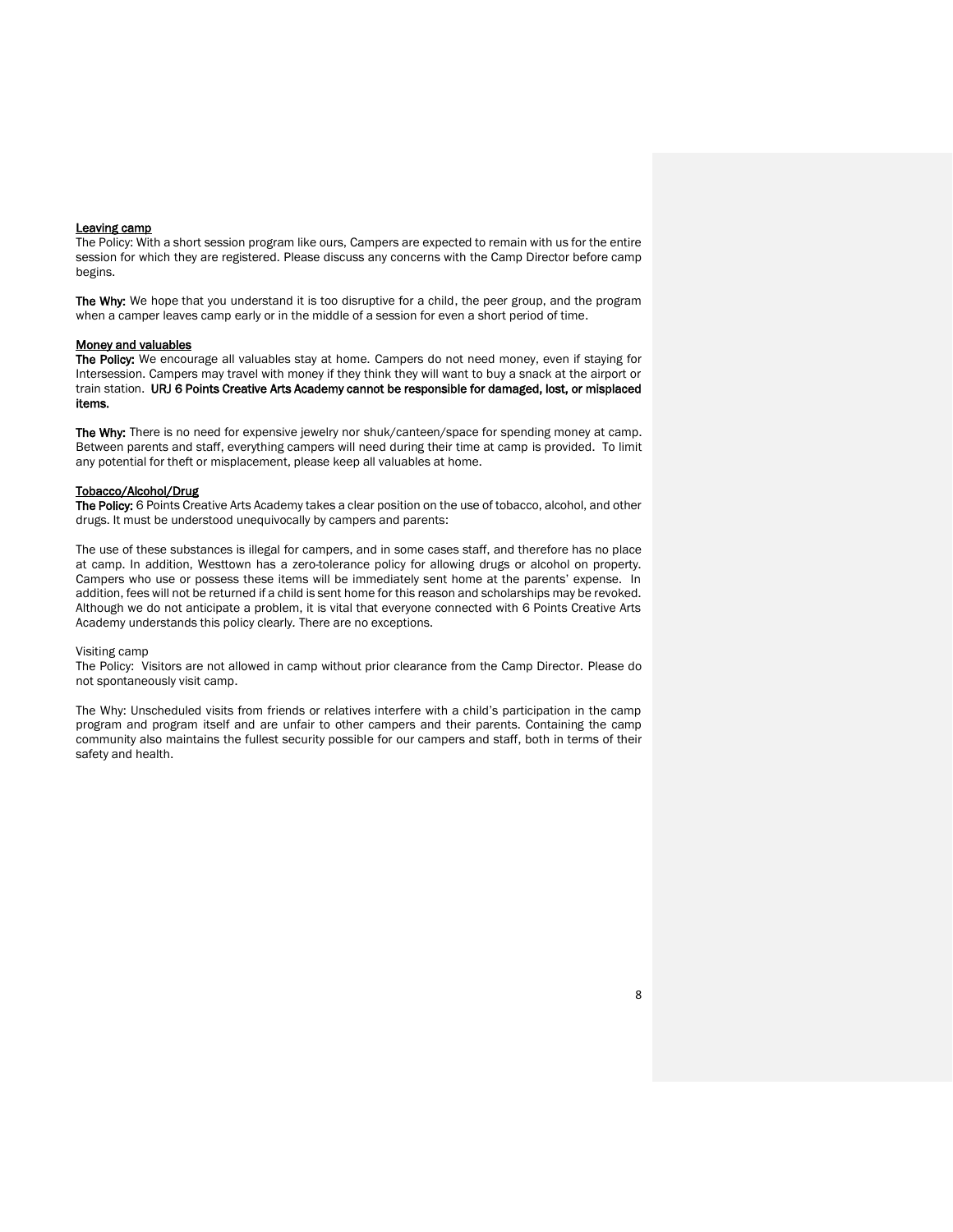<u>Leaving camp</u>

The Policy: With a short session program like ours, Campers are expected to remain with us for the entire session for which they are registered. Please discuss any concerns with the Camp Director before camp begins.

**The Why:** We hope that you understand it is too disruptive for a child, the peer group, and the program when a camper leaves camp early or in the middle of a session for even a short period of time.

<u>Money and valuables</u>

**The Policy:** We encourage all valuables stay at home. Campers do not need money, even if staying for Intersession. Campers may travel with money if they think they will want to buy a snack at the airport or train station. **URJ 6 Points Creative Arts Academy cannot be responsible for damaged, lost, or misplaced items.**

**The Why:** There is no need for expensive jewelry nor shuk/canteen/space for spending money at camp. Between parents and staff, everything campers will need during their time at camp is provided. To limit any potential for theft or misplacement, please keep all valuables at home.

<u>Tobacco/Alcohol/Drug</u>

**The Policy:** 6 Points Creative Arts Academy takes a clear position on the use of tobacco, alcohol, and other drugs. It must be understood unequivocally by campers and parents:

The use of these substances is illegal for campers, and in some cases staff, and therefore has no place at camp. In addition, Westtown has a zero-tolerance policy for allowing drugs or alcohol on property. Campers who use or possess these items will be immediately sent home at the parents' expense. In addition, fees will not be returned if a child is sent home for this reason and scholarships may be revoked. Although we do not anticipate a problem, it is vital that everyone connected with 6 Points Creative Arts Academy understands this policy clearly. There are no exceptions.

Visiting camp

The Policy: Visitors are not allowed in camp without prior clearance from the Camp Director. Please do not spontaneously visit camp.

The Why: Unscheduled visits from friends or relatives interfere with a child's participation in the camp program and program itself and are unfair to other campers and their parents. Containing the camp community also maintains the fullest security possible for our campers and staff, both in terms of their safety and health.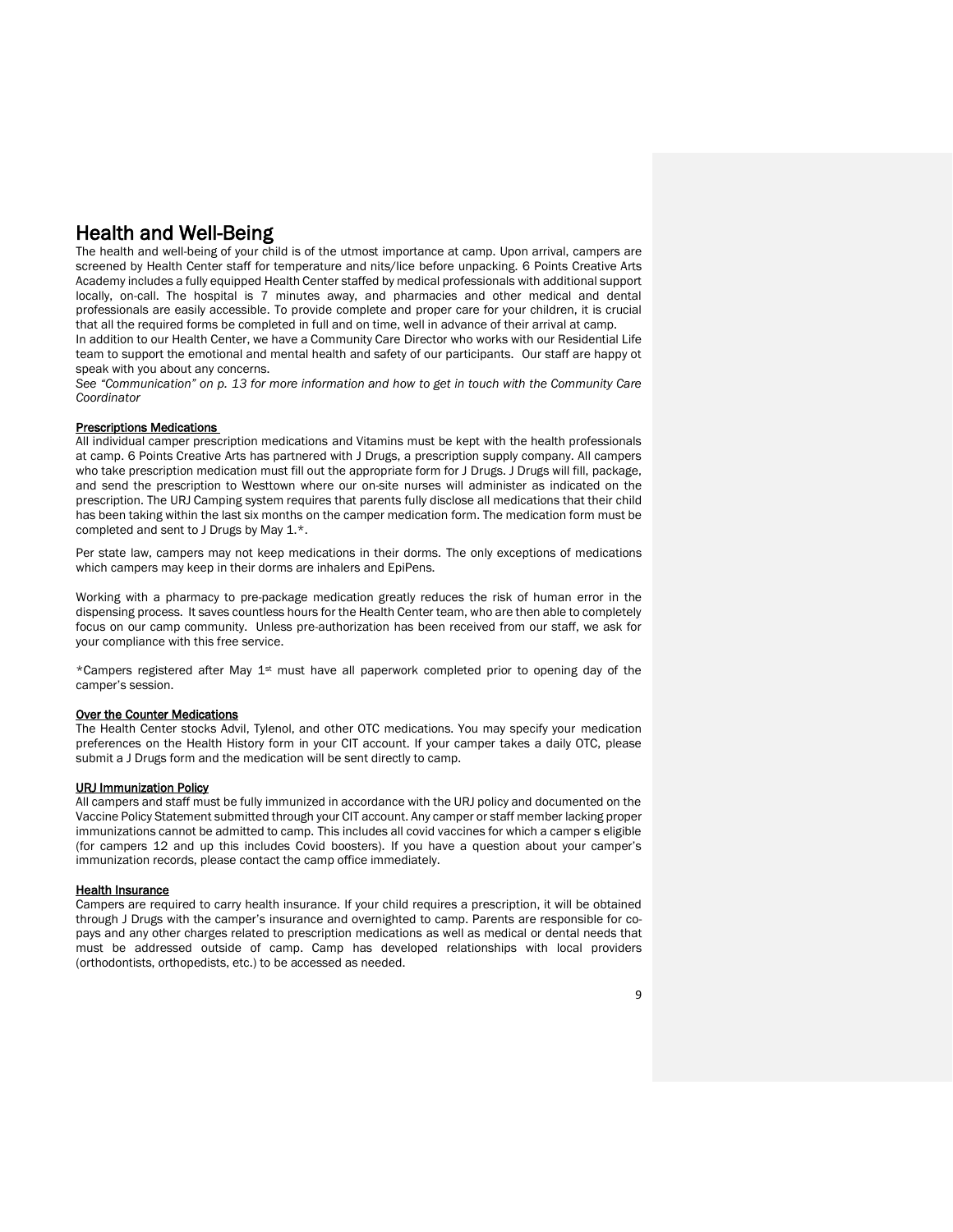# Health and Well-Being

The health and well-being of your child is of the utmost importance at camp. Upon arrival, campers are screened by Health Center staff for temperature and nits/lice before unpacking. 6 Points Creative Arts Academy includes a fully equipped Health Center staffed by medical professionals with additional support locally, on-call. The hospital is 7 minutes away, and pharmacies and other medical and dental professionals are easily accessible. To provide complete and proper care for your children, it is crucial that all the required forms be completed in full and on time, well in advance of their arrival at camp.
In addition to our Health Center, we have a Community Care Director who works with our Residential Life team to support the emotional and mental health and safety of our participants. Our staff are happy ot speak with you about any concerns.
*See "Communication" on p. 13 for more information and how to get in touch with the Community Care Coordinator*

**Prescriptions Medications**

All individual camper prescription medications and Vitamins must be kept with the health professionals at camp. 6 Points Creative Arts has partnered with J Drugs, a prescription supply company. All campers who take prescription medication must fill out the appropriate form for J Drugs. J Drugs will fill, package, and send the prescription to Westtown where our on-site nurses will administer as indicated on the prescription. The URJ Camping system requires that parents fully disclose all medications that their child has been taking within the last six months on the camper medication form. The medication form must be completed and sent to J Drugs by May 1.*.

Per state law, campers may not keep medications in their dorms. The only exceptions of medications which campers may keep in their dorms are inhalers and EpiPens.

Working with a pharmacy to pre-package medication greatly reduces the risk of human error in the dispensing process. It saves countless hours for the Health Center team, who are then able to completely focus on our camp community. Unless pre-authorization has been received from our staff, we ask for your compliance with this free service.

*Campers registered after May 1st must have all paperwork completed prior to opening day of the camper's session.

**Over the Counter Medications**

The Health Center stocks Advil, Tylenol, and other OTC medications. You may specify your medication preferences on the Health History form in your CIT account. If your camper takes a daily OTC, please submit a J Drugs form and the medication will be sent directly to camp.

**URJ Immunization Policy**

All campers and staff must be fully immunized in accordance with the URJ policy and documented on the Vaccine Policy Statement submitted through your CIT account. Any camper or staff member lacking proper immunizations cannot be admitted to camp. This includes all covid vaccines for which a camper s eligible (for campers 12 and up this includes Covid boosters). If you have a question about your camper's immunization records, please contact the camp office immediately.

**Health Insurance**

Campers are required to carry health insurance. If your child requires a prescription, it will be obtained through J Drugs with the camper's insurance and overnighted to camp. Parents are responsible for co-pays and any other charges related to prescription medications as well as medical or dental needs that must be addressed outside of camp. Camp has developed relationships with local providers (orthodontists, orthopedists, etc.) to be accessed as needed.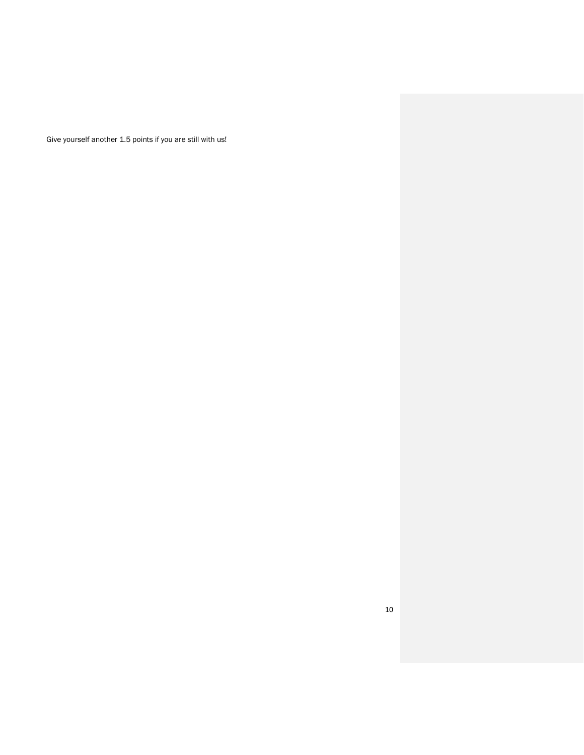Give yourself another 1.5 points if you are still with us!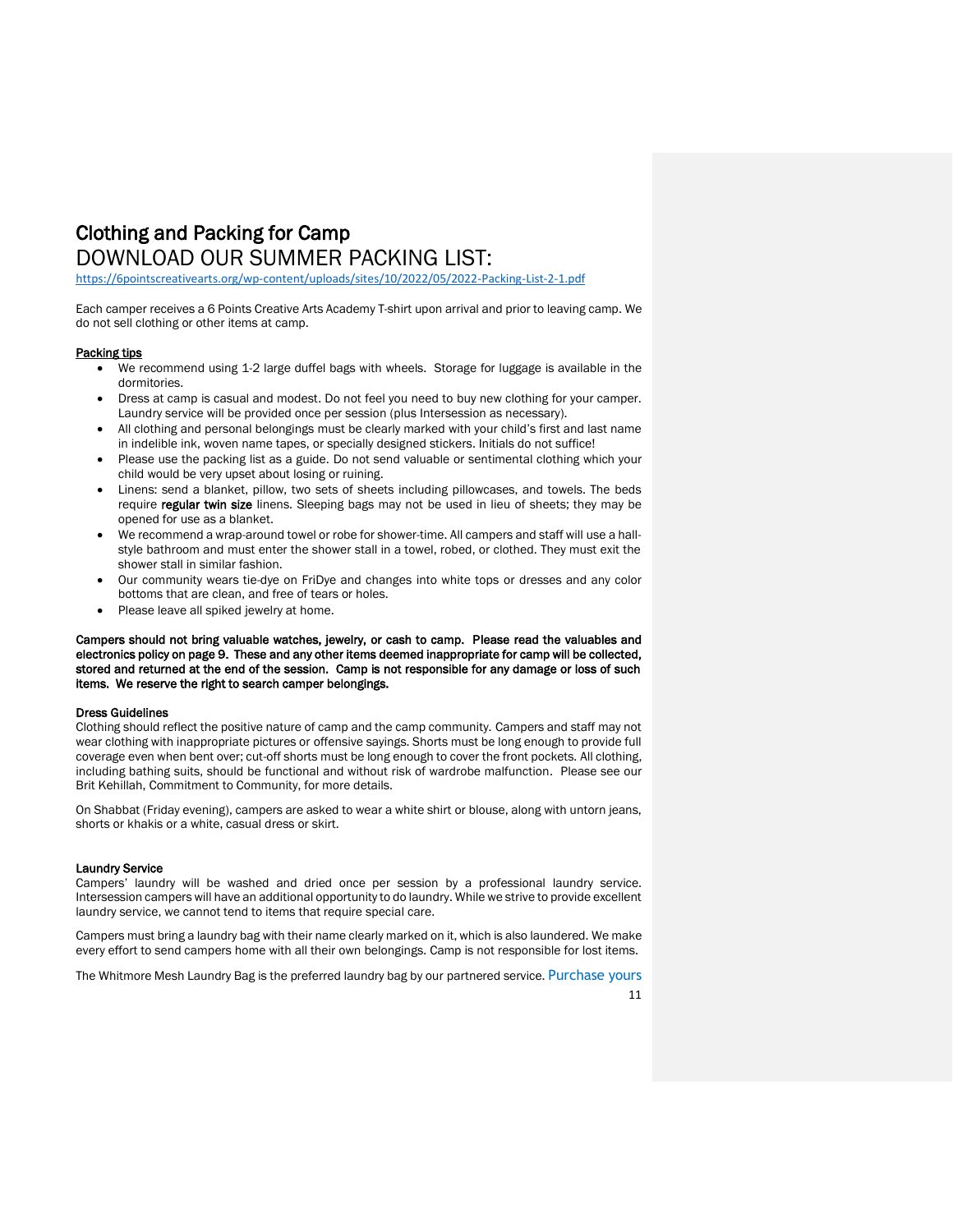# Clothing and Packing for Camp

## DOWNLOAD OUR SUMMER PACKING LIST:

https://6pointscreativearts.org/wp-content/uploads/sites/10/2022/05/2022-Packing-List-2-1.pdf

Each camper receives a 6 Points Creative Arts Academy T-shirt upon arrival and prior to leaving camp. We do not sell clothing or other items at camp.

**Packing tips**

- We recommend using 1-2 large duffel bags with wheels. Storage for luggage is available in the dormitories.
- Dress at camp is casual and modest. Do not feel you need to buy new clothing for your camper. Laundry service will be provided once per session (plus Intersession as necessary).
- All clothing and personal belongings must be clearly marked with your child's first and last name in indelible ink, woven name tapes, or specially designed stickers. Initials do not suffice!
- Please use the packing list as a guide. Do not send valuable or sentimental clothing which your child would be very upset about losing or ruining.
- Linens: send a blanket, pillow, two sets of sheets including pillowcases, and towels. The beds require **regular twin size** linens. Sleeping bags may not be used in lieu of sheets; they may be opened for use as a blanket.
- We recommend a wrap-around towel or robe for shower-time. All campers and staff will use a hall-style bathroom and must enter the shower stall in a towel, robed, or clothed. They must exit the shower stall in similar fashion.
- Our community wears tie-dye on FriDye and changes into white tops or dresses and any color bottoms that are clean, and free of tears or holes.
- Please leave all spiked jewelry at home.

**Campers should not bring valuable watches, jewelry, or cash to camp. Please read the valuables and electronics policy on page 9. These and any other items deemed inappropriate for camp will be collected, stored and returned at the end of the session. Camp is not responsible for any damage or loss of such items. We reserve the right to search camper belongings.**

**Dress Guidelines**

Clothing should reflect the positive nature of camp and the camp community. Campers and staff may not wear clothing with inappropriate pictures or offensive sayings. Shorts must be long enough to provide full coverage even when bent over; cut-off shorts must be long enough to cover the front pockets. All clothing, including bathing suits, should be functional and without risk of wardrobe malfunction. Please see our Brit Kehillah, Commitment to Community, for more details.

On Shabbat (Friday evening), campers are asked to wear a white shirt or blouse, along with untorn jeans, shorts or khakis or a white, casual dress or skirt.

**Laundry Service**

Campers' laundry will be washed and dried once per session by a professional laundry service. Intersession campers will have an additional opportunity to do laundry. While we strive to provide excellent laundry service, we cannot tend to items that require special care.

Campers must bring a laundry bag with their name clearly marked on it, which is also laundered. We make every effort to send campers home with all their own belongings. Camp is not responsible for lost items.

The Whitmore Mesh Laundry Bag is the preferred laundry bag by our partnered service. Purchase yours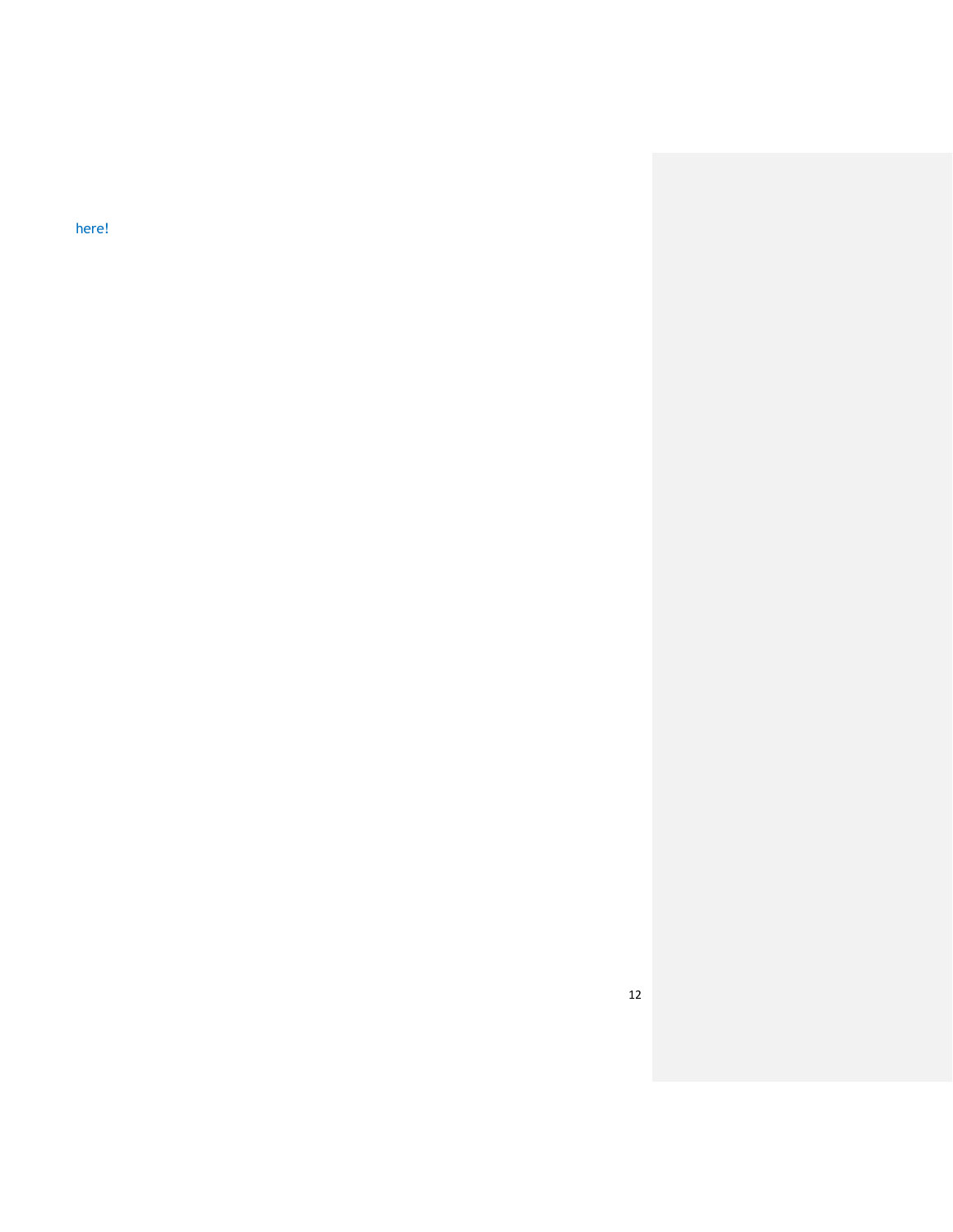here!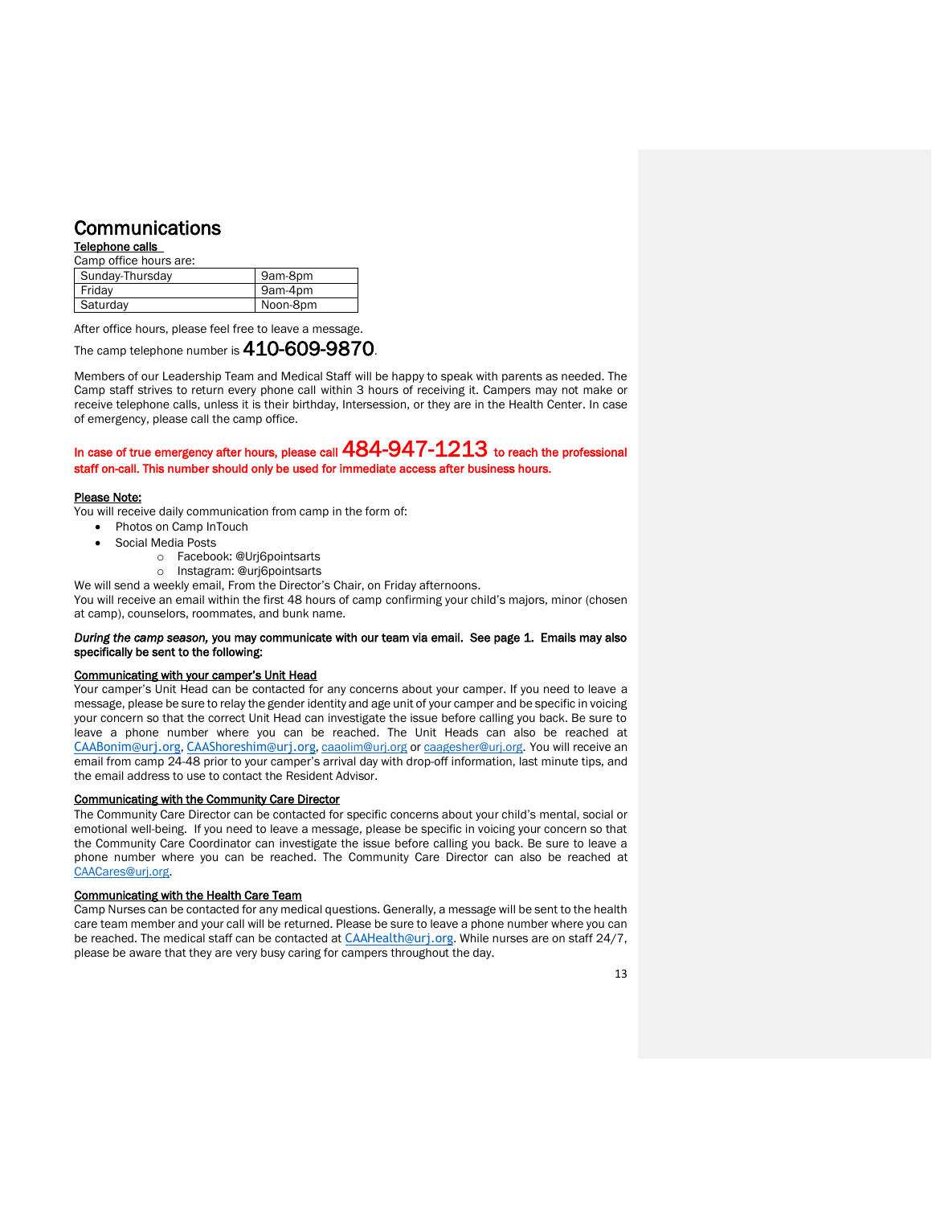# Communications

**Telephone calls**

Camp office hours are:

| Sunday-Thursday | 9am-8pm |
|---|---|
| Friday | 9am-4pm |
| Saturday | Noon-8pm |

After office hours, please feel free to leave a message.

The camp telephone number is **410-609-9870**.

Members of our Leadership Team and Medical Staff will be happy to speak with parents as needed. The Camp staff strives to return every phone call within 3 hours of receiving it. Campers may not make or receive telephone calls, unless it is their birthday, Intersession, or they are in the Health Center. In case of emergency, please call the camp office.

**In case of true emergency after hours, please call 484-947-1213 to reach the professional staff on-call. This number should only be used for immediate access after business hours.**

**Please Note:**

You will receive daily communication from camp in the form of:

- Photos on Camp InTouch
- Social Media Posts
    - Facebook: @Urj6pointsarts
    - Instagram: @urj6pointsarts

We will send a weekly email, From the Director's Chair, on Friday afternoons.

You will receive an email within the first 48 hours of camp confirming your child's majors, minor (chosen at camp), counselors, roommates, and bunk name.

***During the camp season,* you may communicate with our team via email. See page 1. Emails may also specifically be sent to the following:**

**Communicating with your camper's Unit Head**

Your camper's Unit Head can be contacted for any concerns about your camper. If you need to leave a message, please be sure to relay the gender identity and age unit of your camper and be specific in voicing your concern so that the correct Unit Head can investigate the issue before calling you back. Be sure to leave a phone number where you can be reached. The Unit Heads can also be reached at CAABonim@urj.org, CAAShoreshim@urj.org, caaolim@urj.org or caagesher@urj.org. You will receive an email from camp 24-48 prior to your camper's arrival day with drop-off information, last minute tips, and the email address to use to contact the Resident Advisor.

**Communicating with the Community Care Director**

The Community Care Director can be contacted for specific concerns about your child's mental, social or emotional well-being. If you need to leave a message, please be specific in voicing your concern so that the Community Care Coordinator can investigate the issue before calling you back. Be sure to leave a phone number where you can be reached. The Community Care Director can also be reached at CAACares@urj.org.

**Communicating with the Health Care Team**

Camp Nurses can be contacted for any medical questions. Generally, a message will be sent to the health care team member and your call will be returned. Please be sure to leave a phone number where you can be reached. The medical staff can be contacted at CAAHealth@urj.org. While nurses are on staff 24/7, please be aware that they are very busy caring for campers throughout the day.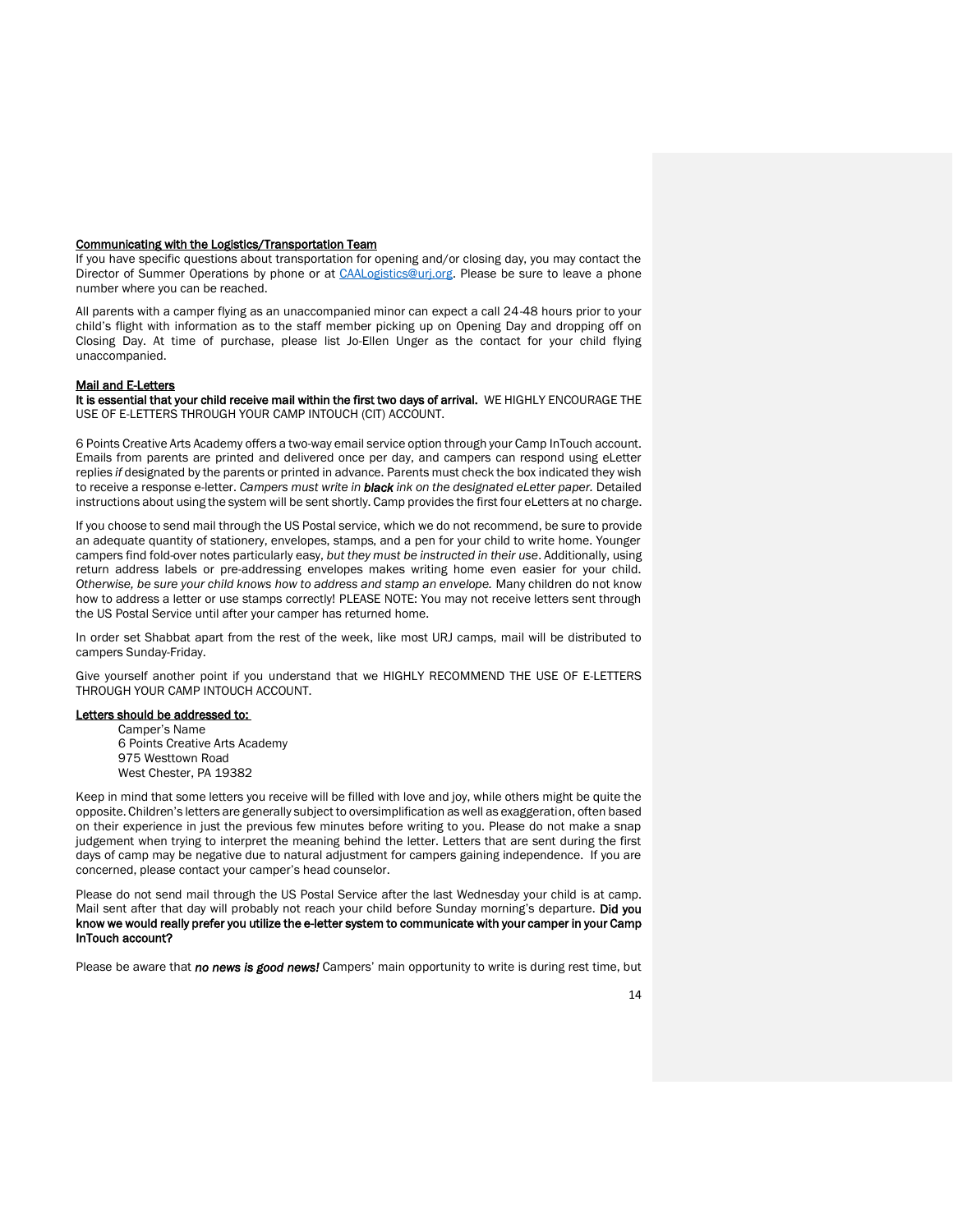**Communicating with the Logistics/Transportation Team**

If you have specific questions about transportation for opening and/or closing day, you may contact the Director of Summer Operations by phone or at CAALogistics@urj.org. Please be sure to leave a phone number where you can be reached.

All parents with a camper flying as an unaccompanied minor can expect a call 24-48 hours prior to your child's flight with information as to the staff member picking up on Opening Day and dropping off on Closing Day. At time of purchase, please list Jo-Ellen Unger as the contact for your child flying unaccompanied.

**Mail and E-Letters**

**It is essential that your child receive mail within the first two days of arrival.** WE HIGHLY ENCOURAGE THE USE OF E-LETTERS THROUGH YOUR CAMP INTOUCH (CIT) ACCOUNT.

6 Points Creative Arts Academy offers a two-way email service option through your Camp InTouch account. Emails from parents are printed and delivered once per day, and campers can respond using eLetter replies *if* designated by the parents or printed in advance. Parents must check the box indicated they wish to receive a response e-letter. *Campers must write in **black** ink on the designated eLetter paper.* Detailed instructions about using the system will be sent shortly. Camp provides the first four eLetters at no charge.

If you choose to send mail through the US Postal service, which we do not recommend, be sure to provide an adequate quantity of stationery, envelopes, stamps, and a pen for your child to write home. Younger campers find fold-over notes particularly easy, *but they must be instructed in their use*. Additionally, using return address labels or pre-addressing envelopes makes writing home even easier for your child. *Otherwise, be sure your child knows how to address and stamp an envelope.* Many children do not know how to address a letter or use stamps correctly! PLEASE NOTE: You may not receive letters sent through the US Postal Service until after your camper has returned home.

In order set Shabbat apart from the rest of the week, like most URJ camps, mail will be distributed to campers Sunday-Friday.

Give yourself another point if you understand that we HIGHLY RECOMMEND THE USE OF E-LETTERS THROUGH YOUR CAMP INTOUCH ACCOUNT.

**Letters should be addressed to:**

Camper's Name
6 Points Creative Arts Academy
975 Westtown Road
West Chester, PA 19382

Keep in mind that some letters you receive will be filled with love and joy, while others might be quite the opposite. Children's letters are generally subject to oversimplification as well as exaggeration, often based on their experience in just the previous few minutes before writing to you. Please do not make a snap judgement when trying to interpret the meaning behind the letter. Letters that are sent during the first days of camp may be negative due to natural adjustment for campers gaining independence. If you are concerned, please contact your camper's head counselor.

Please do not send mail through the US Postal Service after the last Wednesday your child is at camp. Mail sent after that day will probably not reach your child before Sunday morning's departure. **Did you know we would really prefer you utilize the e-letter system to communicate with your camper in your Camp InTouch account?**

Please be aware that ***no news is good news!*** Campers' main opportunity to write is during rest time, but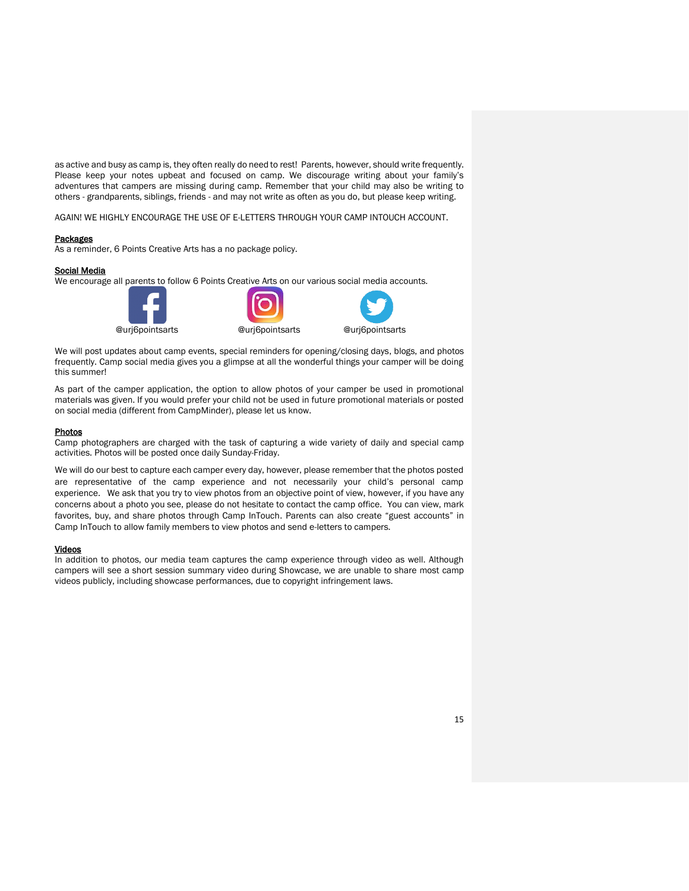as active and busy as camp is, they often really do need to rest! Parents, however, should write frequently. Please keep your notes upbeat and focused on camp. We discourage writing about your family's adventures that campers are missing during camp. Remember that your child may also be writing to others - grandparents, siblings, friends - and may not write as often as you do, but please keep writing.

AGAIN! WE HIGHLY ENCOURAGE THE USE OF E-LETTERS THROUGH YOUR CAMP INTOUCH ACCOUNT.

**Packages**

As a reminder, 6 Points Creative Arts has a no package policy.

**Social Media**

We encourage all parents to follow 6 Points Creative Arts on our various social media accounts.

@urj6pointsarts @urj6pointsarts @urj6pointsarts

We will post updates about camp events, special reminders for opening/closing days, blogs, and photos frequently. Camp social media gives you a glimpse at all the wonderful things your camper will be doing this summer!

As part of the camper application, the option to allow photos of your camper be used in promotional materials was given. If you would prefer your child not be used in future promotional materials or posted on social media (different from CampMinder), please let us know.

**Photos**

Camp photographers are charged with the task of capturing a wide variety of daily and special camp activities. Photos will be posted once daily Sunday-Friday.

We will do our best to capture each camper every day, however, please remember that the photos posted are representative of the camp experience and not necessarily your child's personal camp experience. We ask that you try to view photos from an objective point of view, however, if you have any concerns about a photo you see, please do not hesitate to contact the camp office. You can view, mark favorites, buy, and share photos through Camp InTouch. Parents can also create "guest accounts" in Camp InTouch to allow family members to view photos and send e-letters to campers.

**Videos**

In addition to photos, our media team captures the camp experience through video as well. Although campers will see a short session summary video during Showcase, we are unable to share most camp videos publicly, including showcase performances, due to copyright infringement laws.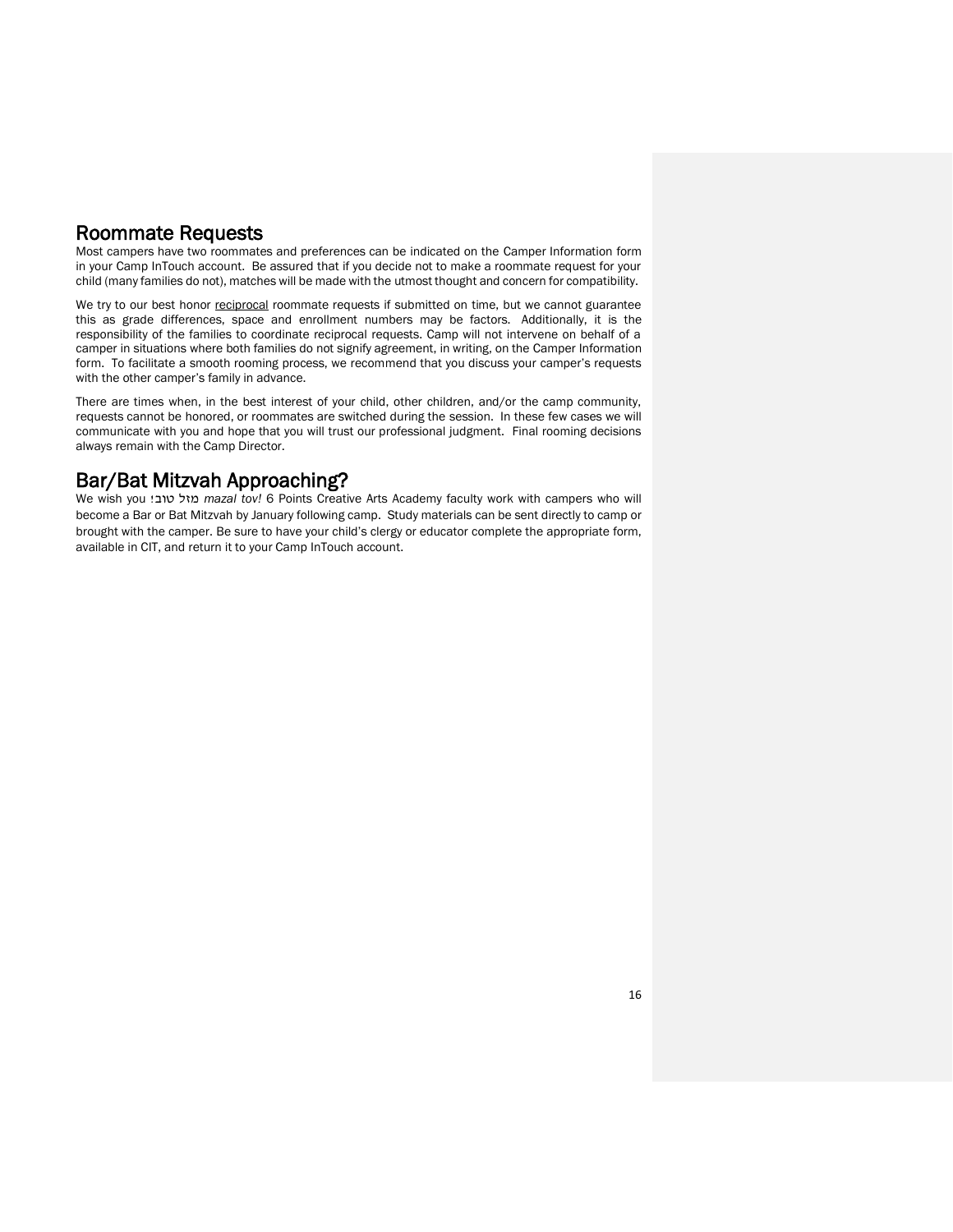## Roommate Requests

Most campers have two roommates and preferences can be indicated on the Camper Information form in your Camp InTouch account. Be assured that if you decide not to make a roommate request for your child (many families do not), matches will be made with the utmost thought and concern for compatibility.

We try to our best honor reciprocal roommate requests if submitted on time, but we cannot guarantee this as grade differences, space and enrollment numbers may be factors. Additionally, it is the responsibility of the families to coordinate reciprocal requests. Camp will not intervene on behalf of a camper in situations where both families do not signify agreement, in writing, on the Camper Information form. To facilitate a smooth rooming process, we recommend that you discuss your camper's requests with the other camper's family in advance.

There are times when, in the best interest of your child, other children, and/or the camp community, requests cannot be honored, or roommates are switched during the session. In these few cases we will communicate with you and hope that you will trust our professional judgment. Final rooming decisions always remain with the Camp Director.

## Bar/Bat Mitzvah Approaching?

We wish you מזל טוב! *mazal tov!* 6 Points Creative Arts Academy faculty work with campers who will become a Bar or Bat Mitzvah by January following camp. Study materials can be sent directly to camp or brought with the camper. Be sure to have your child's clergy or educator complete the appropriate form, available in CIT, and return it to your Camp InTouch account.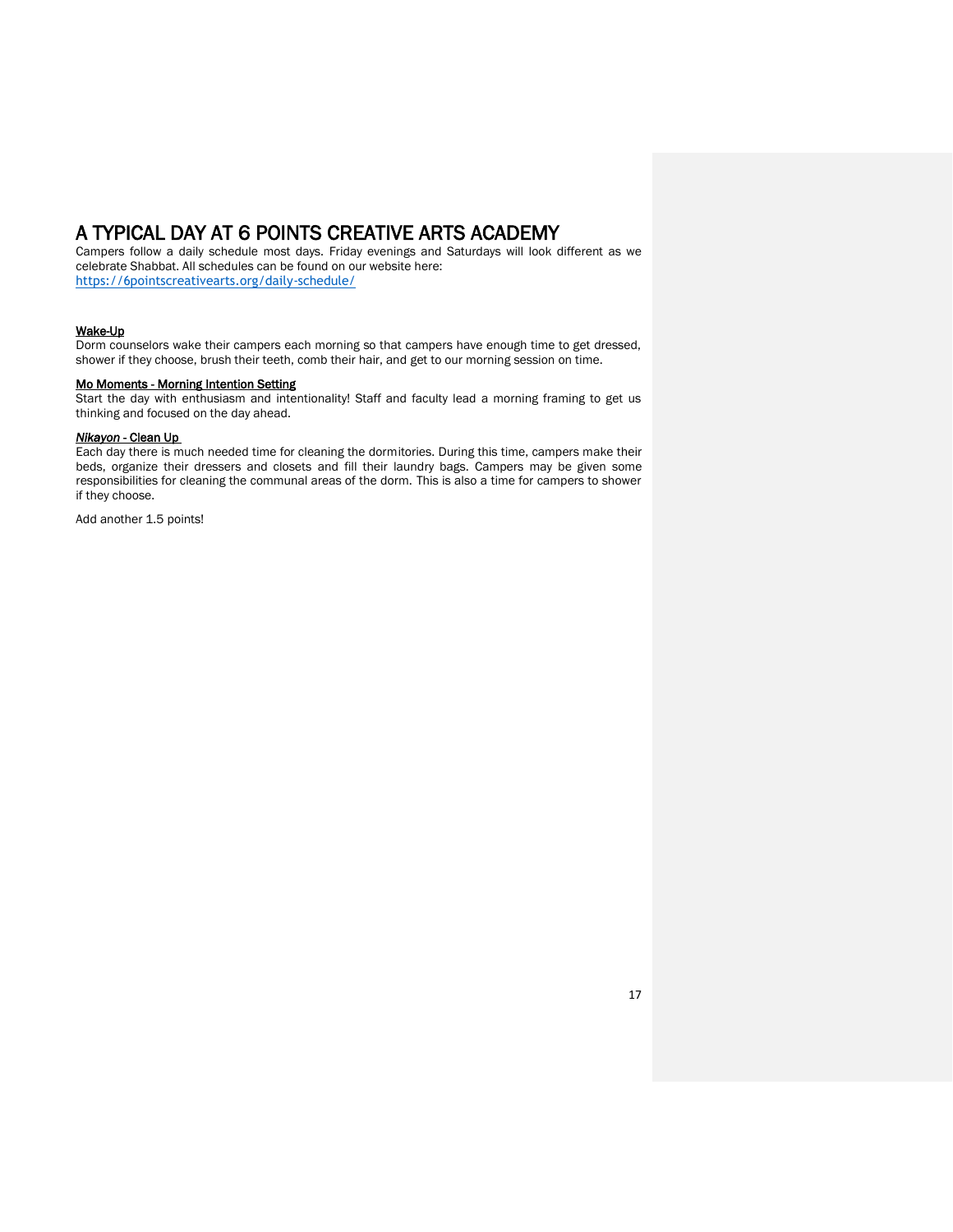# A TYPICAL DAY AT 6 POINTS CREATIVE ARTS ACADEMY

Campers follow a daily schedule most days. Friday evenings and Saturdays will look different as we celebrate Shabbat. All schedules can be found on our website here: https://6pointscreativearts.org/daily-schedule/

**Wake-Up**

Dorm counselors wake their campers each morning so that campers have enough time to get dressed, shower if they choose, brush their teeth, comb their hair, and get to our morning session on time.

**Mo Moments - Morning Intention Setting**

Start the day with enthusiasm and intentionality! Staff and faculty lead a morning framing to get us thinking and focused on the day ahead.

***Nikayon*** **- Clean Up**

Each day there is much needed time for cleaning the dormitories. During this time, campers make their beds, organize their dressers and closets and fill their laundry bags. Campers may be given some responsibilities for cleaning the communal areas of the dorm. This is also a time for campers to shower if they choose.

Add another 1.5 points!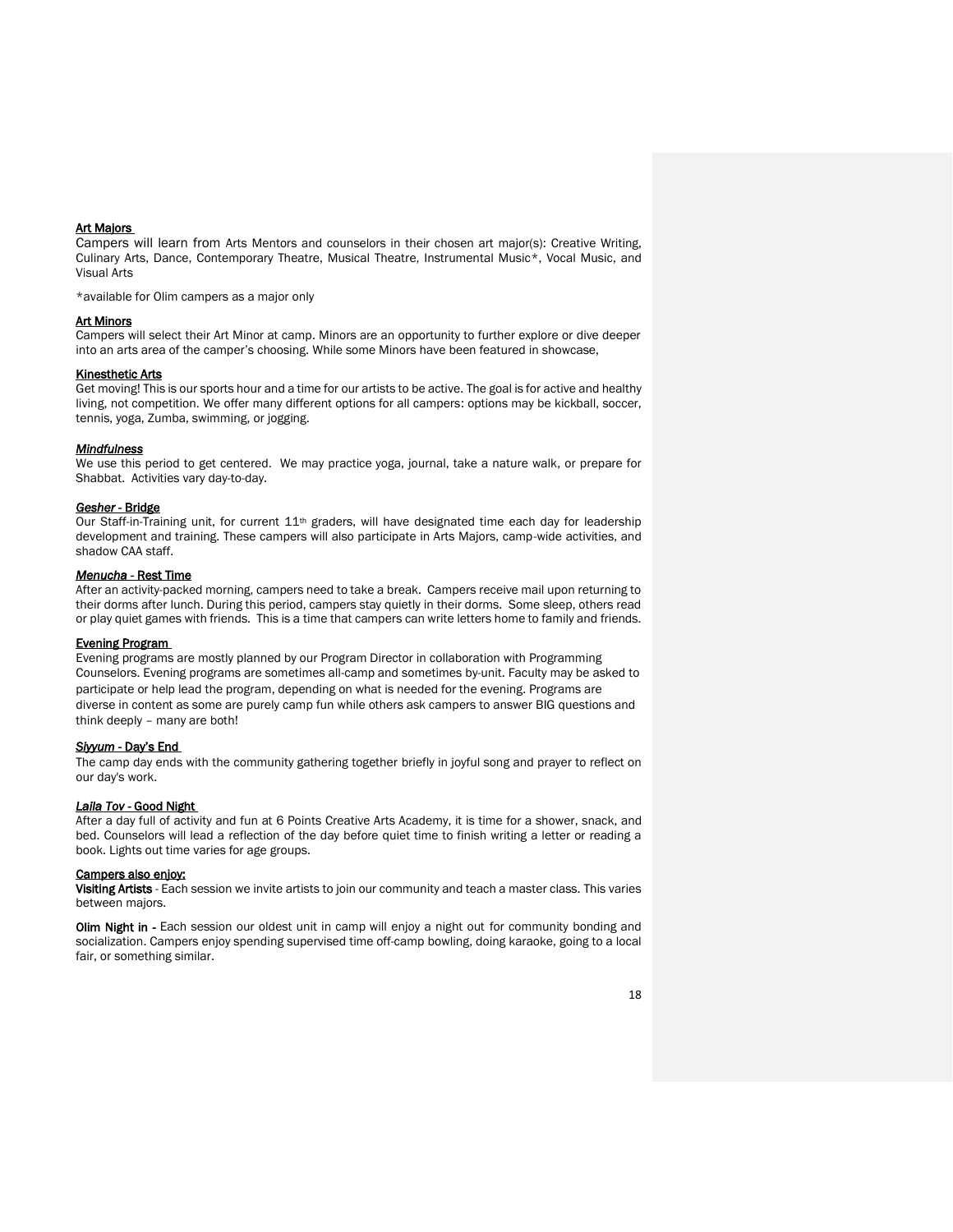**Art Majors**

Campers will learn from Arts Mentors and counselors in their chosen art major(s): Creative Writing, Culinary Arts, Dance, Contemporary Theatre, Musical Theatre, Instrumental Music*, Vocal Music, and Visual Arts

*available for Olim campers as a major only

**Art Minors**

Campers will select their Art Minor at camp. Minors are an opportunity to further explore or dive deeper into an arts area of the camper's choosing. While some Minors have been featured in showcase,

**Kinesthetic Arts**

Get moving! This is our sports hour and a time for our artists to be active. The goal is for active and healthy living, not competition. We offer many different options for all campers: options may be kickball, soccer, tennis, yoga, Zumba, swimming, or jogging.

***Mindfulness***

We use this period to get centered. We may practice yoga, journal, take a nature walk, or prepare for Shabbat. Activities vary day-to-day.

***Gesher* - Bridge**

Our Staff-in-Training unit, for current 11th graders, will have designated time each day for leadership development and training. These campers will also participate in Arts Majors, camp-wide activities, and shadow CAA staff.

***Menucha* - Rest Time**

After an activity-packed morning, campers need to take a break. Campers receive mail upon returning to their dorms after lunch. During this period, campers stay quietly in their dorms. Some sleep, others read or play quiet games with friends. This is a time that campers can write letters home to family and friends.

**Evening Program**

Evening programs are mostly planned by our Program Director in collaboration with Programming Counselors. Evening programs are sometimes all-camp and sometimes by-unit. Faculty may be asked to participate or help lead the program, depending on what is needed for the evening. Programs are diverse in content as some are purely camp fun while others ask campers to answer BIG questions and think deeply – many are both!

***Siyyum* - Day's End**

The camp day ends with the community gathering together briefly in joyful song and prayer to reflect on our day's work.

***Laila Tov* - Good Night**

After a day full of activity and fun at 6 Points Creative Arts Academy, it is time for a shower, snack, and bed. Counselors will lead a reflection of the day before quiet time to finish writing a letter or reading a book. Lights out time varies for age groups.

**Campers also enjoy:**

**Visiting Artists** - Each session we invite artists to join our community and teach a master class. This varies between majors.

**Olim Night in -** Each session our oldest unit in camp will enjoy a night out for community bonding and socialization. Campers enjoy spending supervised time off-camp bowling, doing karaoke, going to a local fair, or something similar.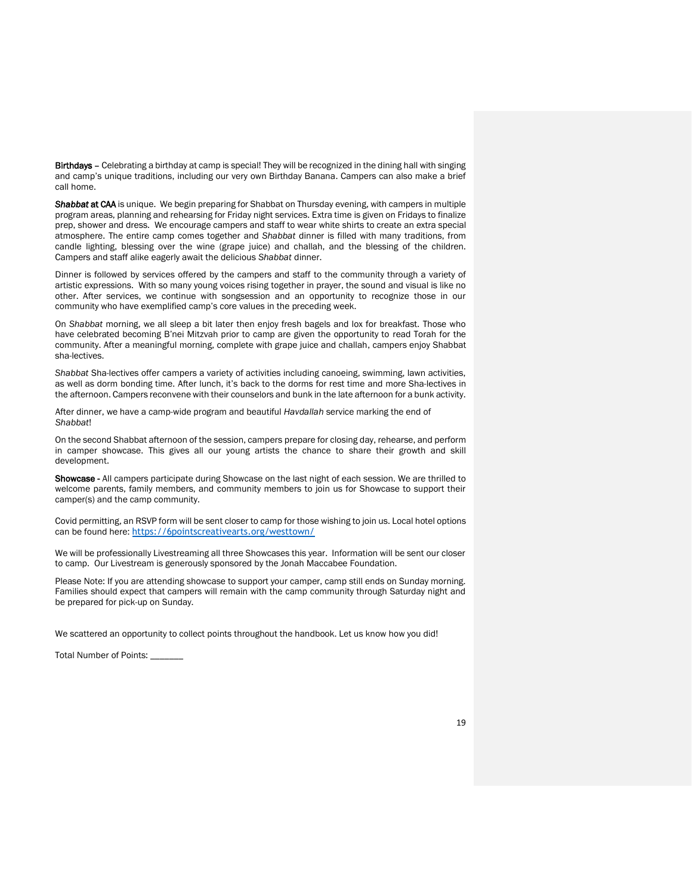**Birthdays** – Celebrating a birthday at camp is special! They will be recognized in the dining hall with singing and camp's unique traditions, including our very own Birthday Banana. Campers can also make a brief call home.

***Shabbat* at CAA** is unique. We begin preparing for Shabbat on Thursday evening, with campers in multiple program areas, planning and rehearsing for Friday night services. Extra time is given on Fridays to finalize prep, shower and dress. We encourage campers and staff to wear white shirts to create an extra special atmosphere. The entire camp comes together and *Shabbat* dinner is filled with many traditions, from candle lighting, blessing over the wine (grape juice) and challah, and the blessing of the children. Campers and staff alike eagerly await the delicious *Shabbat* dinner.

Dinner is followed by services offered by the campers and staff to the community through a variety of artistic expressions. With so many young voices rising together in prayer, the sound and visual is like no other. After services, we continue with songsession and an opportunity to recognize those in our community who have exemplified camp's core values in the preceding week.

On *Shabbat* morning, we all sleep a bit later then enjoy fresh bagels and lox for breakfast. Those who have celebrated becoming B'nei Mitzvah prior to camp are given the opportunity to read Torah for the community. After a meaningful morning, complete with grape juice and challah, campers enjoy Shabbat sha-lectives.

*Shabbat* Sha-lectives offer campers a variety of activities including canoeing, swimming, lawn activities, as well as dorm bonding time. After lunch, it's back to the dorms for rest time and more Sha-lectives in the afternoon. Campers reconvene with their counselors and bunk in the late afternoon for a bunk activity.

After dinner, we have a camp-wide program and beautiful *Havdallah* service marking the end of *Shabbat*!

On the second Shabbat afternoon of the session, campers prepare for closing day, rehearse, and perform in camper showcase. This gives all our young artists the chance to share their growth and skill development.

**Showcase** - All campers participate during Showcase on the last night of each session. We are thrilled to welcome parents, family members, and community members to join us for Showcase to support their camper(s) and the camp community.

Covid permitting, an RSVP form will be sent closer to camp for those wishing to join us. Local hotel options can be found here: https://6pointscreativearts.org/westtown/

We will be professionally Livestreaming all three Showcases this year. Information will be sent our closer to camp. Our Livestream is generously sponsored by the Jonah Maccabee Foundation.

Please Note: If you are attending showcase to support your camper, camp still ends on Sunday morning. Families should expect that campers will remain with the camp community through Saturday night and be prepared for pick-up on Sunday.

We scattered an opportunity to collect points throughout the handbook. Let us know how you did!

Total Number of Points: _______